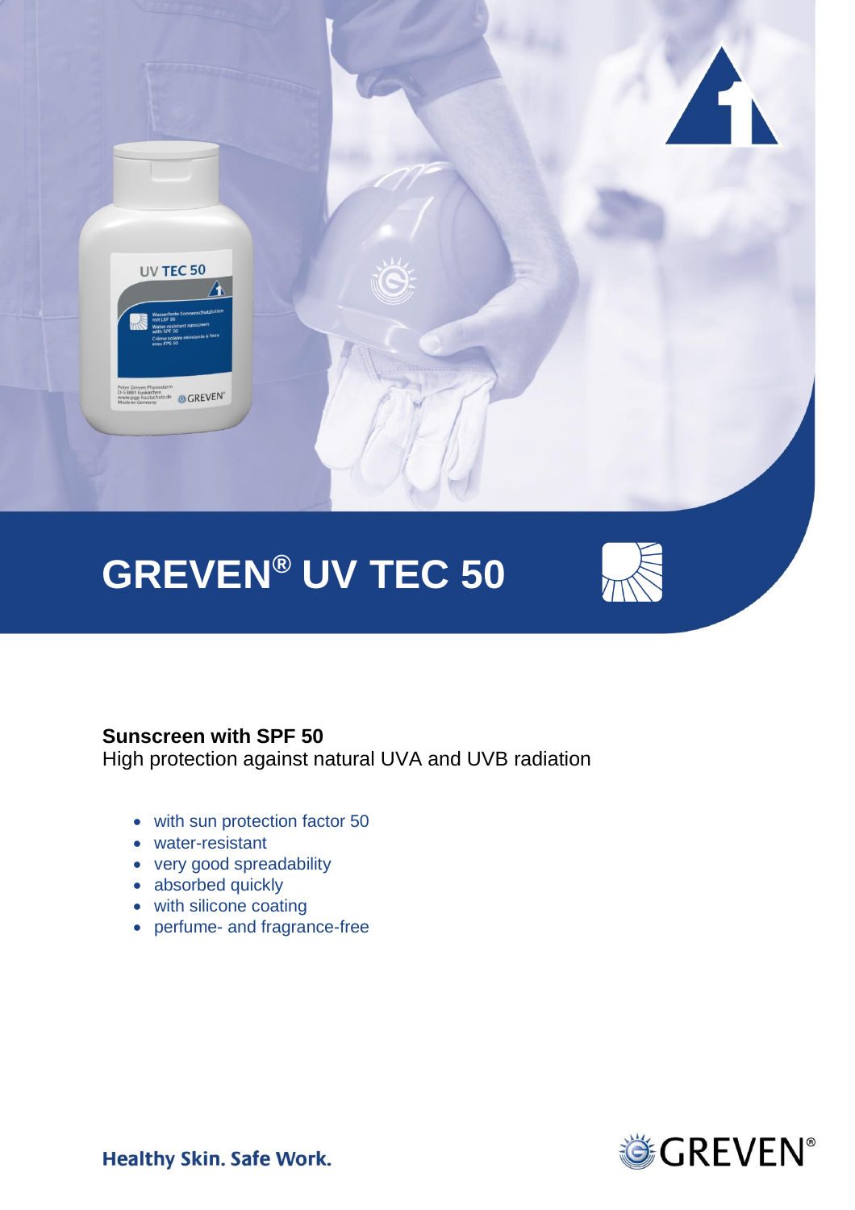# GREVEN® UV TEC 50

**Sunscreen with SPF 50**
High protection against natural UVA and UVB radiation

- with sun protection factor 50
- water-resistant
- very good spreadability
- absorbed quickly
- with silicone coating
- perfume- and fragrance-free

**Healthy Skin. Safe Work.**

GREVEN®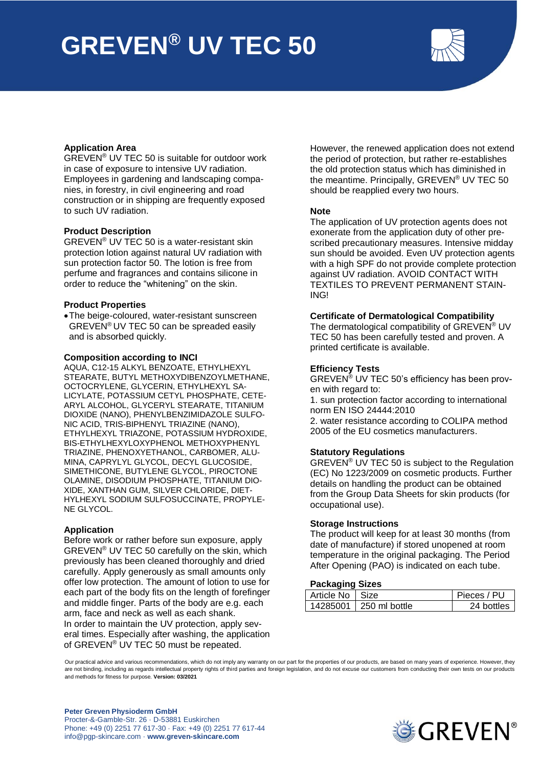# GREVEN® UV TEC 50

### Application Area

GREVEN® UV TEC 50 is suitable for outdoor work in case of exposure to intensive UV radiation. Employees in gardening and landscaping companies, in forestry, in civil engineering and road construction or in shipping are frequently exposed to such UV radiation.

### Product Description

GREVEN® UV TEC 50 is a water-resistant skin protection lotion against natural UV radiation with sun protection factor 50. The lotion is free from perfume and fragrances and contains silicone in order to reduce the "whitening" on the skin.

### Product Properties

- The beige-coloured, water-resistant sunscreen GREVEN® UV TEC 50 can be spreaded easily and is absorbed quickly.

### Composition according to INCI

AQUA, C12-15 ALKYL BENZOATE, ETHYLHEXYL STEARATE, BUTYL METHOXYDIBENZOYLMETHANE, OCTOCRYLENE, GLYCERIN, ETHYLHEXYL SALICYLATE, POTASSIUM CETYL PHOSPHATE, CETEARYL ALCOHOL, GLYCERYL STEARATE, TITANIUM DIOXIDE (NANO), PHENYLBENZIMIDAZOLE SULFONIC ACID, TRIS-BIPHENYL TRIAZINE (NANO), ETHYLHEXYL TRIAZONE, POTASSIUM HYDROXIDE, BIS-ETHYLHEXYLOXYPHENOL METHOXYPHENYL TRIAZINE, PHENOXYETHANOL, CARBOMER, ALUMINA, CAPRYLYL GLYCOL, DECYL GLUCOSIDE, SIMETHICONE, BUTYLENE GLYCOL, PIROCTONE OLAMINE, DISODIUM PHOSPHATE, TITANIUM DIOXIDE, XANTHAN GUM, SILVER CHLORIDE, DIETHYLHEXYL SODIUM SULFOSUCCINATE, PROPYLENE GLYCOL.

### Application

Before work or rather before sun exposure, apply GREVEN® UV TEC 50 carefully on the skin, which previously has been cleaned thoroughly and dried carefully. Apply generously as small amounts only offer low protection. The amount of lotion to use for each part of the body fits on the length of forefinger and middle finger. Parts of the body are e.g. each arm, face and neck as well as each shank.
In order to maintain the UV protection, apply several times. Especially after washing, the application of GREVEN® UV TEC 50 must be repeated.

However, the renewed application does not extend the period of protection, but rather re-establishes the old protection status which has diminished in the meantime. Principally, GREVEN® UV TEC 50 should be reapplied every two hours.

### Note

The application of UV protection agents does not exonerate from the application duty of other prescribed precautionary measures. Intensive midday sun should be avoided. Even UV protection agents with a high SPF do not provide complete protection against UV radiation. AVOID CONTACT WITH TEXTILES TO PREVENT PERMANENT STAINING!

### Certificate of Dermatological Compatibility

The dermatological compatibility of GREVEN® UV TEC 50 has been carefully tested and proven. A printed certificate is available.

### Efficiency Tests

GREVEN® UV TEC 50's efficiency has been proven with regard to:
1. sun protection factor according to international norm EN ISO 24444:2010
2. water resistance according to COLIPA method 2005 of the EU cosmetics manufacturers.

### Statutory Regulations

GREVEN® UV TEC 50 is subject to the Regulation (EC) No 1223/2009 on cosmetic products. Further details on handling the product can be obtained from the Group Data Sheets for skin products (for occupational use).

### Storage Instructions

The product will keep for at least 30 months (from date of manufacture) if stored unopened at room temperature in the original packaging. The Period After Opening (PAO) is indicated on each tube.

### Packaging Sizes

| Article No | Size | Pieces / PU |
|---|---|---|
| 14285001 | 250 ml bottle | 24 bottles |

Our practical advice and various recommendations, which do not imply any warranty on our part for the properties of our products, are based on many years of experience. However, they are not binding, including as regards intellectual property rights of third parties and foreign legislation, and do not excuse our customers from conducting their own tests on our products and methods for fitness for purpose. **Version: 03/2021**

**Peter Greven Physioderm GmbH**
Procter-&-Gamble-Str. 26 · D-53881 Euskirchen
Phone: +49 (0) 2251 77 617-30 · Fax: +49 (0) 2251 77 617-44
info@pgp-skincare.com · **www.greven-skincare.com**